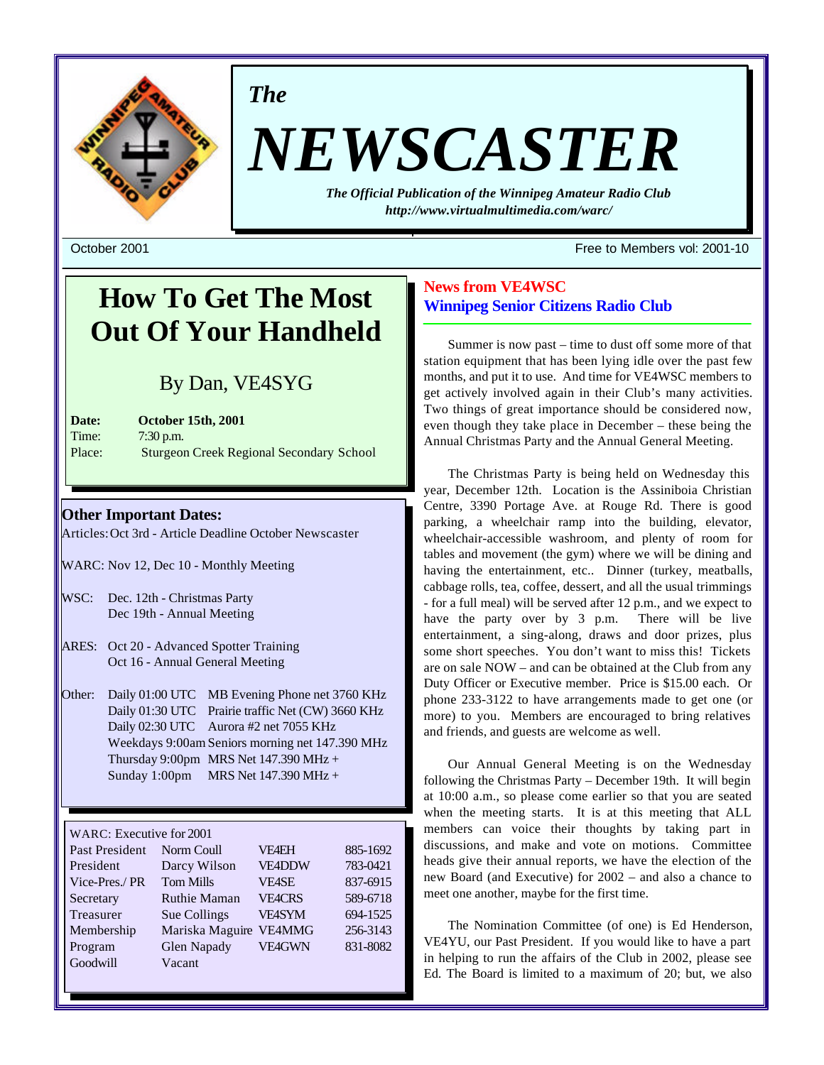*The*

# NEWSCASTER

***The Official Publication of the Winnipeg Amateur Radio Club***
***http://www.virtualmultimedia.com/warc/***

October 2001 — Free to Members vol: 2001-10

## How To Get The Most Out Of Your Handheld

By Dan, VE4SYG

**Date:** **October 15th, 2001**
Time: 7:30 p.m.
Place: Sturgeon Creek Regional Secondary School

### Other Important Dates:

Articles: Oct 3rd - Article Deadline October Newscaster

WARC: Nov 12, Dec 10 - Monthly Meeting

WSC: Dec. 12th - Christmas Party
Dec 19th - Annual Meeting

ARES: Oct 20 - Advanced Spotter Training
Oct 16 - Annual General Meeting

Other:
Daily 01:00 UTC MB Evening Phone net 3760 KHz
Daily 01:30 UTC Prairie traffic Net (CW) 3660 KHz
Daily 02:30 UTC Aurora #2 net 7055 KHz
Weekdays 9:00am Seniors morning net 147.390 MHz
Thursday 9:00pm MRS Net 147.390 MHz +
Sunday 1:00pm MRS Net 147.390 MHz +

| WARC: Executive for 2001 | | | |
|---|---|---|---|
| Past President | Norm Coull | VE4EH | 885-1692 |
| President | Darcy Wilson | VE4DDW | 783-0421 |
| Vice-Pres./ PR | Tom Mills | VE4SE | 837-6915 |
| Secretary | Ruthie Maman | VE4CRS | 589-6718 |
| Treasurer | Sue Collings | VE4SYM | 694-1525 |
| Membership | Mariska Maguire | VE4MMG | 256-3143 |
| Program | Glen Napady | VE4GWN | 831-8082 |
| Goodwill | Vacant | | |

## News from VE4WSC
## Winnipeg Senior Citizens Radio Club

Summer is now past – time to dust off some more of that station equipment that has been lying idle over the past few months, and put it to use. And time for VE4WSC members to get actively involved again in their Club's many activities. Two things of great importance should be considered now, even though they take place in December – these being the Annual Christmas Party and the Annual General Meeting.

The Christmas Party is being held on Wednesday this year, December 12th. Location is the Assiniboia Christian Centre, 3390 Portage Ave. at Rouge Rd. There is good parking, a wheelchair ramp into the building, elevator, wheelchair-accessible washroom, and plenty of room for tables and movement (the gym) where we will be dining and having the entertainment, etc.. Dinner (turkey, meatballs, cabbage rolls, tea, coffee, dessert, and all the usual trimmings - for a full meal) will be served after 12 p.m., and we expect to have the party over by 3 p.m. There will be live entertainment, a sing-along, draws and door prizes, plus some short speeches. You don't want to miss this! Tickets are on sale NOW – and can be obtained at the Club from any Duty Officer or Executive member. Price is $15.00 each. Or phone 233-3122 to have arrangements made to get one (or more) to you. Members are encouraged to bring relatives and friends, and guests are welcome as well.

Our Annual General Meeting is on the Wednesday following the Christmas Party – December 19th. It will begin at 10:00 a.m., so please come earlier so that you are seated when the meeting starts. It is at this meeting that ALL members can voice their thoughts by taking part in discussions, and make and vote on motions. Committee heads give their annual reports, we have the election of the new Board (and Executive) for 2002 – and also a chance to meet one another, maybe for the first time.

The Nomination Committee (of one) is Ed Henderson, VE4YU, our Past President. If you would like to have a part in helping to run the affairs of the Club in 2002, please see Ed. The Board is limited to a maximum of 20; but, we also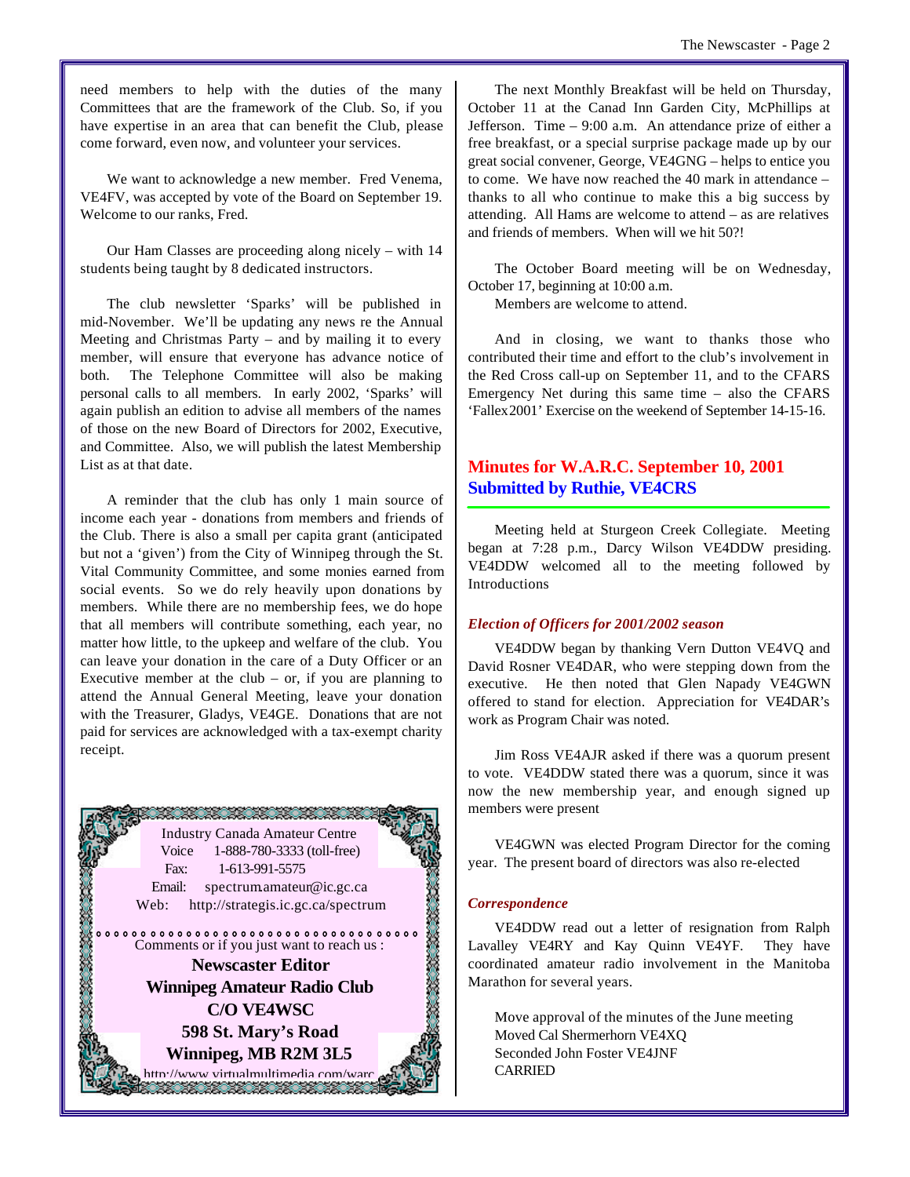need members to help with the duties of the many Committees that are the framework of the Club. So, if you have expertise in an area that can benefit the Club, please come forward, even now, and volunteer your services.

We want to acknowledge a new member. Fred Venema, VE4FV, was accepted by vote of the Board on September 19. Welcome to our ranks, Fred.

Our Ham Classes are proceeding along nicely – with 14 students being taught by 8 dedicated instructors.

The club newsletter 'Sparks' will be published in mid-November. We'll be updating any news re the Annual Meeting and Christmas Party – and by mailing it to every member, will ensure that everyone has advance notice of both. The Telephone Committee will also be making personal calls to all members. In early 2002, 'Sparks' will again publish an edition to advise all members of the names of those on the new Board of Directors for 2002, Executive, and Committee. Also, we will publish the latest Membership List as at that date.

A reminder that the club has only 1 main source of income each year - donations from members and friends of the Club. There is also a small per capita grant (anticipated but not a 'given') from the City of Winnipeg through the St. Vital Community Committee, and some monies earned from social events. So we do rely heavily upon donations by members. While there are no membership fees, we do hope that all members will contribute something, each year, no matter how little, to the upkeep and welfare of the club. You can leave your donation in the care of a Duty Officer or an Executive member at the club – or, if you are planning to attend the Annual General Meeting, leave your donation with the Treasurer, Gladys, VE4GE. Donations that are not paid for services are acknowledged with a tax-exempt charity receipt.

Industry Canada Amateur Centre
Voice 1-888-780-3333 (toll-free)
Fax: 1-613-991-5575
Email: spectrum.amateur@ic.gc.ca
Web: http://strategis.ic.gc.ca/spectrum

Comments or if you just want to reach us :

**Newscaster Editor**
**Winnipeg Amateur Radio Club**
**C/O VE4WSC**
**598 St. Mary's Road**
**Winnipeg, MB R2M 3L5**
http://www.virtualmultimedia.com/warc

The next Monthly Breakfast will be held on Thursday, October 11 at the Canad Inn Garden City, McPhillips at Jefferson. Time – 9:00 a.m. An attendance prize of either a free breakfast, or a special surprise package made up by our great social convener, George, VE4GNG – helps to entice you to come. We have now reached the 40 mark in attendance – thanks to all who continue to make this a big success by attending. All Hams are welcome to attend – as are relatives and friends of members. When will we hit 50?!

The October Board meeting will be on Wednesday, October 17, beginning at 10:00 a.m.
Members are welcome to attend.

And in closing, we want to thanks those who contributed their time and effort to the club's involvement in the Red Cross call-up on September 11, and to the CFARS Emergency Net during this same time – also the CFARS 'Fallex2001' Exercise on the weekend of September 14-15-16.

## Minutes for W.A.R.C. September 10, 2001
## Submitted by Ruthie, VE4CRS

Meeting held at Sturgeon Creek Collegiate. Meeting began at 7:28 p.m., Darcy Wilson VE4DDW presiding. VE4DDW welcomed all to the meeting followed by Introductions

### *Election of Officers for 2001/2002 season*

VE4DDW began by thanking Vern Dutton VE4VQ and David Rosner VE4DAR, who were stepping down from the executive. He then noted that Glen Napady VE4GWN offered to stand for election. Appreciation for VE4DAR's work as Program Chair was noted.

Jim Ross VE4AJR asked if there was a quorum present to vote. VE4DDW stated there was a quorum, since it was now the new membership year, and enough signed up members were present

VE4GWN was elected Program Director for the coming year. The present board of directors was also re-elected

### *Correspondence*

VE4DDW read out a letter of resignation from Ralph Lavalley VE4RY and Kay Quinn VE4YF. They have coordinated amateur radio involvement in the Manitoba Marathon for several years.

Move approval of the minutes of the June meeting
Moved Cal Shermerhorn VE4XQ
Seconded John Foster VE4JNF
CARRIED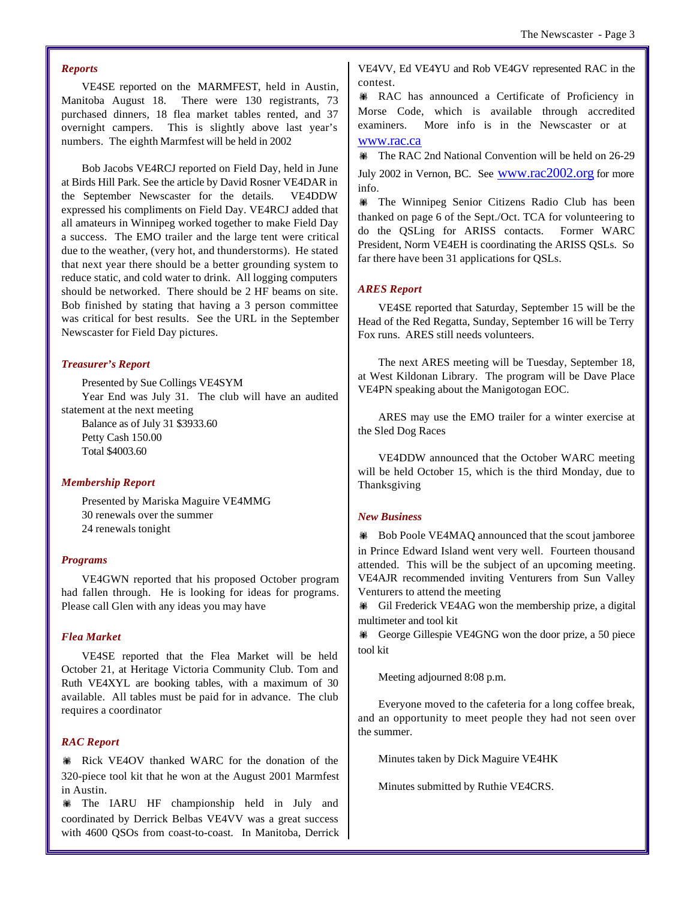### *Reports*

VE4SE reported on the MARMFEST, held in Austin, Manitoba August 18. There were 130 registrants, 73 purchased dinners, 18 flea market tables rented, and 37 overnight campers. This is slightly above last year's numbers. The eighth Marmfest will be held in 2002

Bob Jacobs VE4RCJ reported on Field Day, held in June at Birds Hill Park. See the article by David Rosner VE4DAR in the September Newscaster for the details. VE4DDW expressed his compliments on Field Day. VE4RCJ added that all amateurs in Winnipeg worked together to make Field Day a success. The EMO trailer and the large tent were critical due to the weather, (very hot, and thunderstorms). He stated that next year there should be a better grounding system to reduce static, and cold water to drink. All logging computers should be networked. There should be 2 HF beams on site. Bob finished by stating that having a 3 person committee was critical for best results. See the URL in the September Newscaster for Field Day pictures.

### *Treasurer's Report*

Presented by Sue Collings VE4SYM

Year End was July 31. The club will have an audited statement at the next meeting

Balance as of July 31 $3933.60
Petty Cash 150.00
Total $4003.60

### *Membership Report*

Presented by Mariska Maguire VE4MMG
30 renewals over the summer
24 renewals tonight

### *Programs*

VE4GWN reported that his proposed October program had fallen through. He is looking for ideas for programs. Please call Glen with any ideas you may have

### *Flea Market*

VE4SE reported that the Flea Market will be held October 21, at Heritage Victoria Community Club. Tom and Ruth VE4XYL are booking tables, with a maximum of 30 available. All tables must be paid for in advance. The club requires a coordinator

### *RAC Report*

- Rick VE4OV thanked WARC for the donation of the 320-piece tool kit that he won at the August 2001 Marmfest in Austin.
- The IARU HF championship held in July and coordinated by Derrick Belbas VE4VV was a great success with 4600 QSOs from coast-to-coast. In Manitoba, Derrick VE4VV, Ed VE4YU and Rob VE4GV represented RAC in the contest.
- RAC has announced a Certificate of Proficiency in Morse Code, which is available through accredited examiners. More info is in the Newscaster or at www.rac.ca
- The RAC 2nd National Convention will be held on 26-29 July 2002 in Vernon, BC. See www.rac2002.org for more info.
- The Winnipeg Senior Citizens Radio Club has been thanked on page 6 of the Sept./Oct. TCA for volunteering to do the QSLing for ARISS contacts. Former WARC President, Norm VE4EH is coordinating the ARISS QSLs. So far there have been 31 applications for QSLs.

### *ARES Report*

VE4SE reported that Saturday, September 15 will be the Head of the Red Regatta, Sunday, September 16 will be Terry Fox runs. ARES still needs volunteers.

The next ARES meeting will be Tuesday, September 18, at West Kildonan Library. The program will be Dave Place VE4PN speaking about the Manigotogan EOC.

ARES may use the EMO trailer for a winter exercise at the Sled Dog Races

VE4DDW announced that the October WARC meeting will be held October 15, which is the third Monday, due to Thanksgiving

### *New Business*

- Bob Poole VE4MAQ announced that the scout jamboree in Prince Edward Island went very well. Fourteen thousand attended. This will be the subject of an upcoming meeting. VE4AJR recommended inviting Venturers from Sun Valley Venturers to attend the meeting
- Gil Frederick VE4AG won the membership prize, a digital multimeter and tool kit
- George Gillespie VE4GNG won the door prize, a 50 piece tool kit

Meeting adjourned 8:08 p.m.

Everyone moved to the cafeteria for a long coffee break, and an opportunity to meet people they had not seen over the summer.

Minutes taken by Dick Maguire VE4HK

Minutes submitted by Ruthie VE4CRS.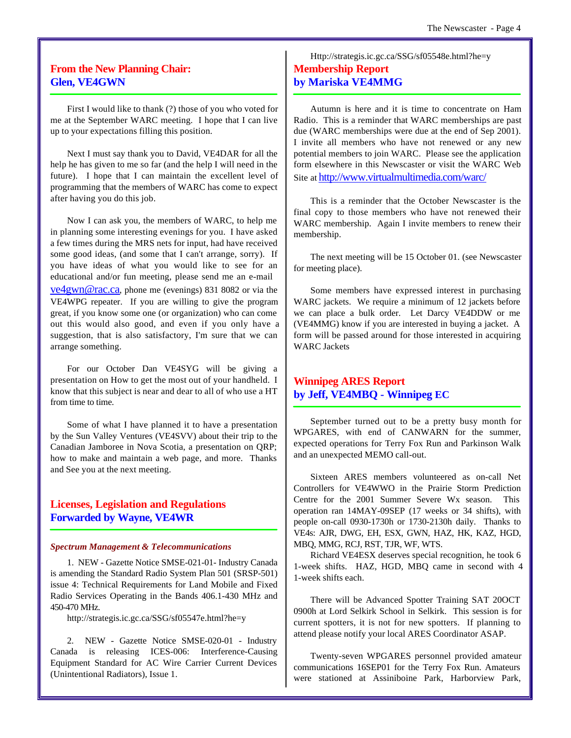## From the New Planning Chair: Glen, VE4GWN

First I would like to thank (?) those of you who voted for me at the September WARC meeting. I hope that I can live up to your expectations filling this position.

Next I must say thank you to David, VE4DAR for all the help he has given to me so far (and the help I will need in the future). I hope that I can maintain the excellent level of programming that the members of WARC has come to expect after having you do this job.

Now I can ask you, the members of WARC, to help me in planning some interesting evenings for you. I have asked a few times during the MRS nets for input, had have received some good ideas, (and some that I can't arrange, sorry). If you have ideas of what you would like to see for an educational and/or fun meeting, please send me an e-mail ve4gwn@rac.ca, phone me (evenings) 831 8082 or via the VE4WPG repeater. If you are willing to give the program great, if you know some one (or organization) who can come out this would also good, and even if you only have a suggestion, that is also satisfactory, I'm sure that we can arrange something.

For our October Dan VE4SYG will be giving a presentation on How to get the most out of your handheld. I know that this subject is near and dear to all of who use a HT from time to time.

Some of what I have planned it to have a presentation by the Sun Valley Ventures (VE4SVV) about their trip to the Canadian Jamboree in Nova Scotia, a presentation on QRP; how to make and maintain a web page, and more. Thanks and See you at the next meeting.

## Licenses, Legislation and Regulations Forwarded by Wayne, VE4WR

***Spectrum Management & Telecommunications***

1. NEW - Gazette Notice SMSE-021-01- Industry Canada is amending the Standard Radio System Plan 501 (SRSP-501) issue 4: Technical Requirements for Land Mobile and Fixed Radio Services Operating in the Bands 406.1-430 MHz and 450-470 MHz.

http://strategis.ic.gc.ca/SSG/sf05547e.html?he=y

2. NEW - Gazette Notice SMSE-020-01 - Industry Canada is releasing ICES-006: Interference-Causing Equipment Standard for AC Wire Carrier Current Devices (Unintentional Radiators), Issue 1.

Http://strategis.ic.gc.ca/SSG/sf05548e.html?he=y

## Membership Report by Mariska VE4MMG

Autumn is here and it is time to concentrate on Ham Radio. This is a reminder that WARC memberships are past due (WARC memberships were due at the end of Sep 2001). I invite all members who have not renewed or any new potential members to join WARC. Please see the application form elsewhere in this Newscaster or visit the WARC Web Site at http://www.virtualmultimedia.com/warc/

This is a reminder that the October Newscaster is the final copy to those members who have not renewed their WARC membership. Again I invite members to renew their membership.

The next meeting will be 15 October 01. (see Newscaster for meeting place).

Some members have expressed interest in purchasing WARC jackets. We require a minimum of 12 jackets before we can place a bulk order. Let Darcy VE4DDW or me (VE4MMG) know if you are interested in buying a jacket. A form will be passed around for those interested in acquiring WARC Jackets

## Winnipeg ARES Report by Jeff, VE4MBQ - Winnipeg EC

September turned out to be a pretty busy month for WPGARES, with end of CANWARN for the summer, expected operations for Terry Fox Run and Parkinson Walk and an unexpected MEMO call-out.

Sixteen ARES members volunteered as on-call Net Controllers for VE4WWO in the Prairie Storm Prediction Centre for the 2001 Summer Severe Wx season. This operation ran 14MAY-09SEP (17 weeks or 34 shifts), with people on-call 0930-1730h or 1730-2130h daily. Thanks to VE4s: AJR, DWG, EH, ESX, GWN, HAZ, HK, KAZ, HGD, MBQ, MMG, RCJ, RST, TJR, WF, WTS.

Richard VE4ESX deserves special recognition, he took 6 1-week shifts. HAZ, HGD, MBQ came in second with 4 1-week shifts each.

There will be Advanced Spotter Training SAT 20OCT 0900h at Lord Selkirk School in Selkirk. This session is for current spotters, it is not for new spotters. If planning to attend please notify your local ARES Coordinator ASAP.

Twenty-seven WPGARES personnel provided amateur communications 16SEP01 for the Terry Fox Run. Amateurs were stationed at Assiniboine Park, Harborview Park,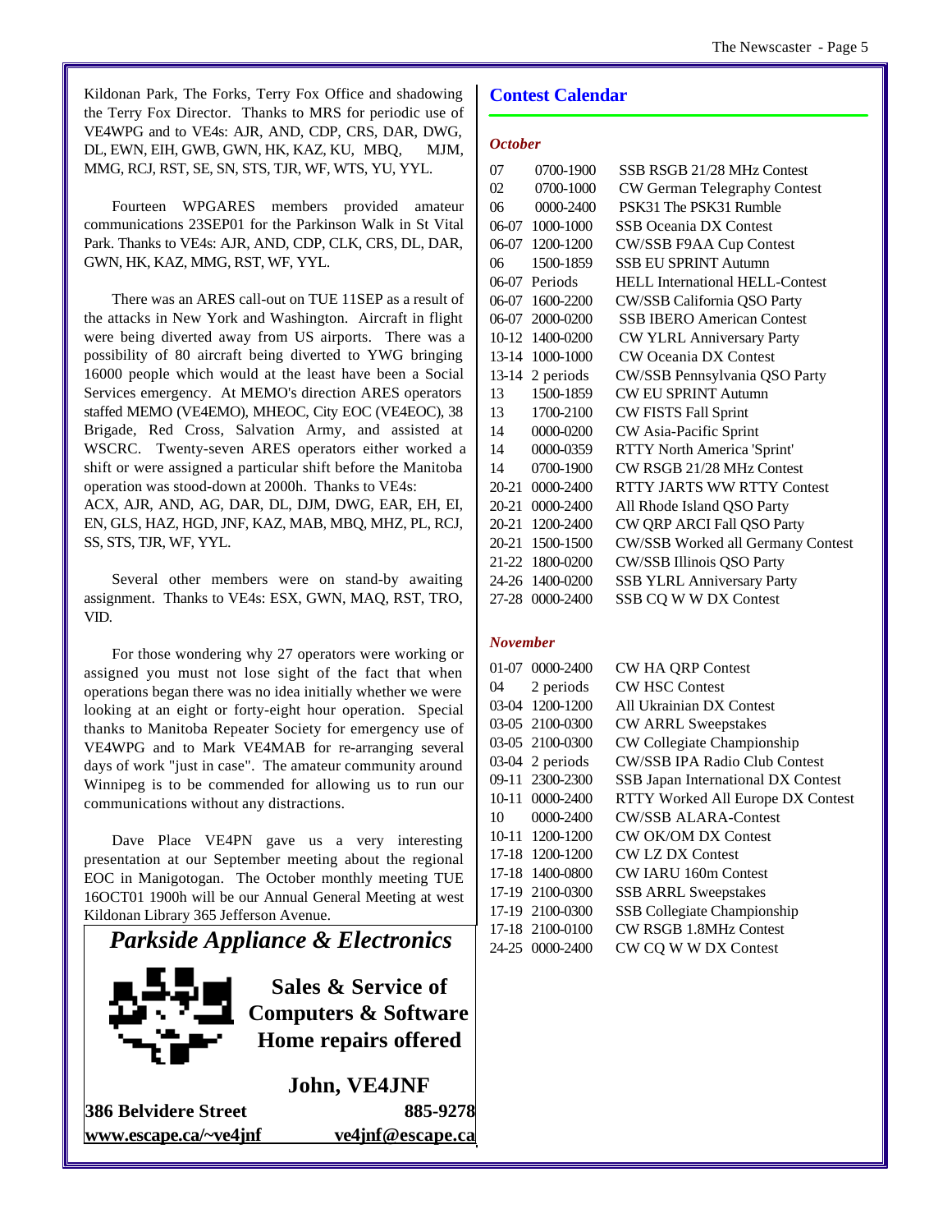Kildonan Park, The Forks, Terry Fox Office and shadowing the Terry Fox Director. Thanks to MRS for periodic use of VE4WPG and to VE4s: AJR, AND, CDP, CRS, DAR, DWG, DL, EWN, EIH, GWB, GWN, HK, KAZ, KU, MBQ, MJM, MMG, RCJ, RST, SE, SN, STS, TJR, WF, WTS, YU, YYL.

Fourteen WPGARES members provided amateur communications 23SEP01 for the Parkinson Walk in St Vital Park. Thanks to VE4s: AJR, AND, CDP, CLK, CRS, DL, DAR, GWN, HK, KAZ, MMG, RST, WF, YYL.

There was an ARES call-out on TUE 11SEP as a result of the attacks in New York and Washington. Aircraft in flight were being diverted away from US airports. There was a possibility of 80 aircraft being diverted to YWG bringing 16000 people which would at the least have been a Social Services emergency. At MEMO's direction ARES operators staffed MEMO (VE4EMO), MHEOC, City EOC (VE4EOC), 38 Brigade, Red Cross, Salvation Army, and assisted at WSCRC. Twenty-seven ARES operators either worked a shift or were assigned a particular shift before the Manitoba operation was stood-down at 2000h. Thanks to VE4s:
ACX, AJR, AND, AG, DAR, DL, DJM, DWG, EAR, EH, EI, EN, GLS, HAZ, HGD, JNF, KAZ, MAB, MBQ, MHZ, PL, RCJ, SS, STS, TJR, WF, YYL.

Several other members were on stand-by awaiting assignment. Thanks to VE4s: ESX, GWN, MAQ, RST, TRO, VID.

For those wondering why 27 operators were working or assigned you must not lose sight of the fact that when operations began there was no idea initially whether we were looking at an eight or forty-eight hour operation. Special thanks to Manitoba Repeater Society for emergency use of VE4WPG and to Mark VE4MAB for re-arranging several days of work "just in case". The amateur community around Winnipeg is to be commended for allowing us to run our communications without any distractions.

Dave Place VE4PN gave us a very interesting presentation at our September meeting about the regional EOC in Manigotogan. The October monthly meeting TUE 16OCT01 1900h will be our Annual General Meeting at west Kildonan Library 365 Jefferson Avenue.

***Parkside Appliance & Electronics***

**Sales & Service of Computers & Software**
**Home repairs offered**

**John, VE4JNF**

**386 Belvidere Street** **885-9278**
**www.escape.ca/~ve4jnf** **ve4jnf@escape.ca**

## Contest Calendar

***October***

| | | |
|---|---|---|
| 07 | 0700-1900 | SSB RSGB 21/28 MHz Contest |
| 02 | 0700-1000 | CW German Telegraphy Contest |
| 06 | 0000-2400 | PSK31 The PSK31 Rumble |
| 06-07 | 1000-1000 | SSB Oceania DX Contest |
| 06-07 | 1200-1200 | CW/SSB F9AA Cup Contest |
| 06 | 1500-1859 | SSB EU SPRINT Autumn |
| 06-07 | Periods | HELL International HELL-Contest |
| 06-07 | 1600-2200 | CW/SSB California QSO Party |
| 06-07 | 2000-0200 | SSB IBERO American Contest |
| 10-12 | 1400-0200 | CW YLRL Anniversary Party |
| 13-14 | 1000-1000 | CW Oceania DX Contest |
| 13-14 | 2 periods | CW/SSB Pennsylvania QSO Party |
| 13 | 1500-1859 | CW EU SPRINT Autumn |
| 13 | 1700-2100 | CW FISTS Fall Sprint |
| 14 | 0000-0200 | CW Asia-Pacific Sprint |
| 14 | 0000-0359 | RTTY North America 'Sprint' |
| 14 | 0700-1900 | CW RSGB 21/28 MHz Contest |
| 20-21 | 0000-2400 | RTTY JARTS WW RTTY Contest |
| 20-21 | 0000-2400 | All Rhode Island QSO Party |
| 20-21 | 1200-2400 | CW QRP ARCI Fall QSO Party |
| 20-21 | 1500-1500 | CW/SSB Worked all Germany Contest |
| 21-22 | 1800-0200 | CW/SSB Illinois QSO Party |
| 24-26 | 1400-0200 | SSB YLRL Anniversary Party |
| 27-28 | 0000-2400 | SSB CQ W W DX Contest |

***November***

| | | |
|---|---|---|
| 01-07 | 0000-2400 | CW HA QRP Contest |
| 04 | 2 periods | CW HSC Contest |
| 03-04 | 1200-1200 | All Ukrainian DX Contest |
| 03-05 | 2100-0300 | CW ARRL Sweepstakes |
| 03-05 | 2100-0300 | CW Collegiate Championship |
| 03-04 | 2 periods | CW/SSB IPA Radio Club Contest |
| 09-11 | 2300-2300 | SSB Japan International DX Contest |
| 10-11 | 0000-2400 | RTTY Worked All Europe DX Contest |
| 10 | 0000-2400 | CW/SSB ALARA-Contest |
| 10-11 | 1200-1200 | CW OK/OM DX Contest |
| 17-18 | 1200-1200 | CW LZ DX Contest |
| 17-18 | 1400-0800 | CW IARU 160m Contest |
| 17-19 | 2100-0300 | SSB ARRL Sweepstakes |
| 17-19 | 2100-0300 | SSB Collegiate Championship |
| 17-18 | 2100-0100 | CW RSGB 1.8MHz Contest |
| 24-25 | 0000-2400 | CW CQ W W DX Contest |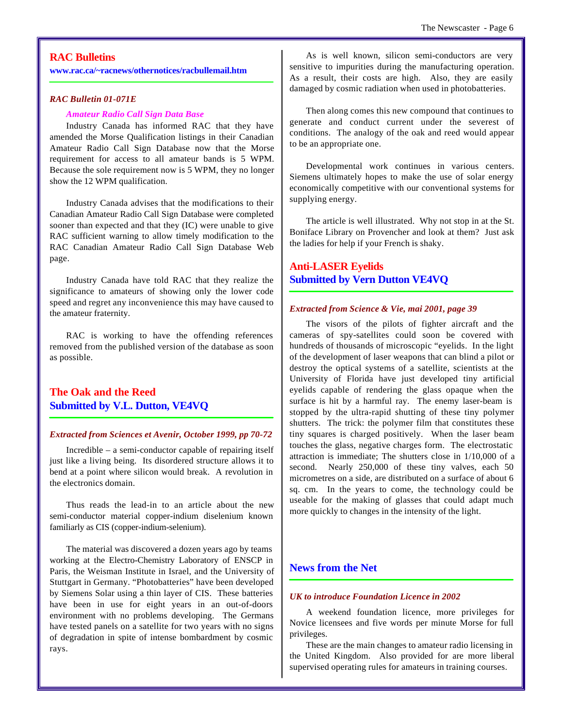## RAC Bulletins

**www.rac.ca/~racnews/othernotices/racbullemail.htm**

### *RAC Bulletin 01-071E*

***Amateur Radio Call Sign Data Base***

Industry Canada has informed RAC that they have amended the Morse Qualification listings in their Canadian Amateur Radio Call Sign Database now that the Morse requirement for access to all amateur bands is 5 WPM. Because the sole requirement now is 5 WPM, they no longer show the 12 WPM qualification.

Industry Canada advises that the modifications to their Canadian Amateur Radio Call Sign Database were completed sooner than expected and that they (IC) were unable to give RAC sufficient warning to allow timely modification to the RAC Canadian Amateur Radio Call Sign Database Web page.

Industry Canada have told RAC that they realize the significance to amateurs of showing only the lower code speed and regret any inconvenience this may have caused to the amateur fraternity.

RAC is working to have the offending references removed from the published version of the database as soon as possible.

## The Oak and the Reed
## Submitted by V.L. Dutton, VE4VQ

### *Extracted from Sciences et Avenir, October 1999, pp 70-72*

Incredible – a semi-conductor capable of repairing itself just like a living being. Its disordered structure allows it to bend at a point where silicon would break. A revolution in the electronics domain.

Thus reads the lead-in to an article about the new semi-conductor material copper-indium diselenium known familiarly as CIS (copper-indium-selenium).

The material was discovered a dozen years ago by teams working at the Electro-Chemistry Laboratory of ENSCP in Paris, the Weisman Institute in Israel, and the University of Stuttgart in Germany. "Photobatteries" have been developed by Siemens Solar using a thin layer of CIS. These batteries have been in use for eight years in an out-of-doors environment with no problems developing. The Germans have tested panels on a satellite for two years with no signs of degradation in spite of intense bombardment by cosmic rays.

As is well known, silicon semi-conductors are very sensitive to impurities during the manufacturing operation. As a result, their costs are high. Also, they are easily damaged by cosmic radiation when used in photobatteries.

Then along comes this new compound that continues to generate and conduct current under the severest of conditions. The analogy of the oak and reed would appear to be an appropriate one.

Developmental work continues in various centers. Siemens ultimately hopes to make the use of solar energy economically competitive with our conventional systems for supplying energy.

The article is well illustrated. Why not stop in at the St. Boniface Library on Provencher and look at them? Just ask the ladies for help if your French is shaky.

## Anti-LASER Eyelids
## Submitted by Vern Dutton VE4VQ

### *Extracted from Science & Vie, mai 2001, page 39*

The visors of the pilots of fighter aircraft and the cameras of spy-satellites could soon be covered with hundreds of thousands of microscopic "eyelids. In the light of the development of laser weapons that can blind a pilot or destroy the optical systems of a satellite, scientists at the University of Florida have just developed tiny artificial eyelids capable of rendering the glass opaque when the surface is hit by a harmful ray. The enemy laser-beam is stopped by the ultra-rapid shutting of these tiny polymer shutters. The trick: the polymer film that constitutes these tiny squares is charged positively. When the laser beam touches the glass, negative charges form. The electrostatic attraction is immediate; The shutters close in 1/10,000 of a second. Nearly 250,000 of these tiny valves, each 50 micrometres on a side, are distributed on a surface of about 6 sq. cm. In the years to come, the technology could be useable for the making of glasses that could adapt much more quickly to changes in the intensity of the light.

## News from the Net

### *UK to introduce Foundation Licence in 2002*

A weekend foundation licence, more privileges for Novice licensees and five words per minute Morse for full privileges.

These are the main changes to amateur radio licensing in the United Kingdom. Also provided for are more liberal supervised operating rules for amateurs in training courses.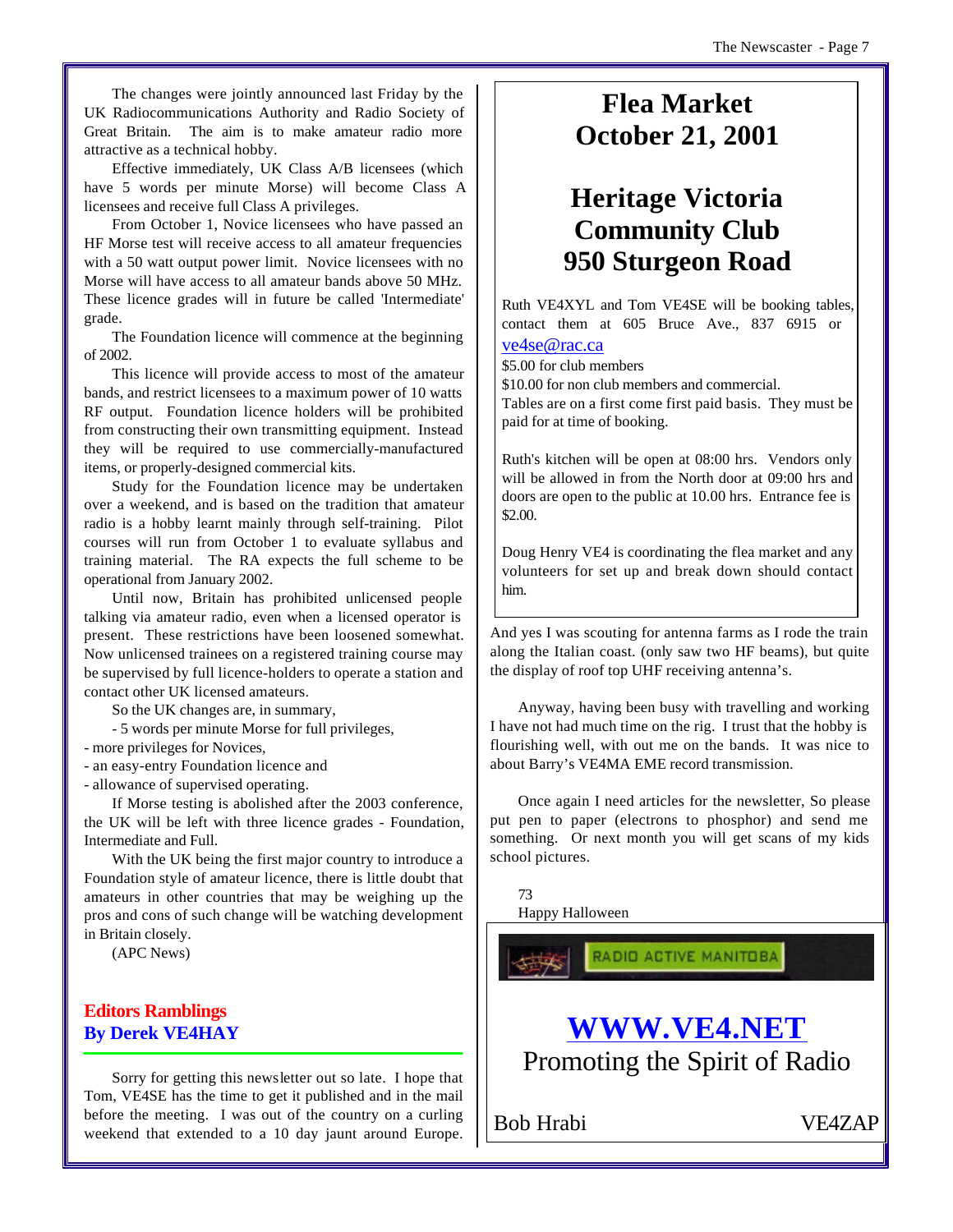The changes were jointly announced last Friday by the UK Radiocommunications Authority and Radio Society of Great Britain. The aim is to make amateur radio more attractive as a technical hobby.

Effective immediately, UK Class A/B licensees (which have 5 words per minute Morse) will become Class A licensees and receive full Class A privileges.

From October 1, Novice licensees who have passed an HF Morse test will receive access to all amateur frequencies with a 50 watt output power limit. Novice licensees with no Morse will have access to all amateur bands above 50 MHz. These licence grades will in future be called 'Intermediate' grade.

The Foundation licence will commence at the beginning of 2002.

This licence will provide access to most of the amateur bands, and restrict licensees to a maximum power of 10 watts RF output. Foundation licence holders will be prohibited from constructing their own transmitting equipment. Instead they will be required to use commercially-manufactured items, or properly-designed commercial kits.

Study for the Foundation licence may be undertaken over a weekend, and is based on the tradition that amateur radio is a hobby learnt mainly through self-training. Pilot courses will run from October 1 to evaluate syllabus and training material. The RA expects the full scheme to be operational from January 2002.

Until now, Britain has prohibited unlicensed people talking via amateur radio, even when a licensed operator is present. These restrictions have been loosened somewhat. Now unlicensed trainees on a registered training course may be supervised by full licence-holders to operate a station and contact other UK licensed amateurs.

So the UK changes are, in summary,

- 5 words per minute Morse for full privileges,
- more privileges for Novices,
- an easy-entry Foundation licence and
- allowance of supervised operating.

If Morse testing is abolished after the 2003 conference, the UK will be left with three licence grades - Foundation, Intermediate and Full.

With the UK being the first major country to introduce a Foundation style of amateur licence, there is little doubt that amateurs in other countries that may be weighing up the pros and cons of such change will be watching development in Britain closely.

(APC News)

## Editors Ramblings
## By Derek VE4HAY

Sorry for getting this newsletter out so late. I hope that Tom, VE4SE has the time to get it published and in the mail before the meeting. I was out of the country on a curling weekend that extended to a 10 day jaunt around Europe. And yes I was scouting for antenna farms as I rode the train along the Italian coast. (only saw two HF beams), but quite the display of roof top UHF receiving antenna's.

Anyway, having been busy with travelling and working I have not had much time on the rig. I trust that the hobby is flourishing well, with out me on the bands. It was nice to about Barry's VE4MA EME record transmission.

Once again I need articles for the newsletter, So please put pen to paper (electrons to phosphor) and send me something. Or next month you will get scans of my kids school pictures.

73
Happy Halloween

# Flea Market
# October 21, 2001

# Heritage Victoria Community Club
# 950 Sturgeon Road

Ruth VE4XYL and Tom VE4SE will be booking tables, contact them at 605 Bruce Ave., 837 6915 or ve4se@rac.ca

$5.00 for club members
$10.00 for non club members and commercial.
Tables are on a first come first paid basis. They must be paid for at time of booking.

Ruth's kitchen will be open at 08:00 hrs. Vendors only will be allowed in from the North door at 09:00 hrs and doors are open to the public at 10.00 hrs. Entrance fee is $2.00.

Doug Henry VE4 is coordinating the flea market and any volunteers for set up and break down should contact him.

RADIO ACTIVE MANITOBA

# WWW.VE4.NET
Promoting the Spirit of Radio

Bob Hrabi VE4ZAP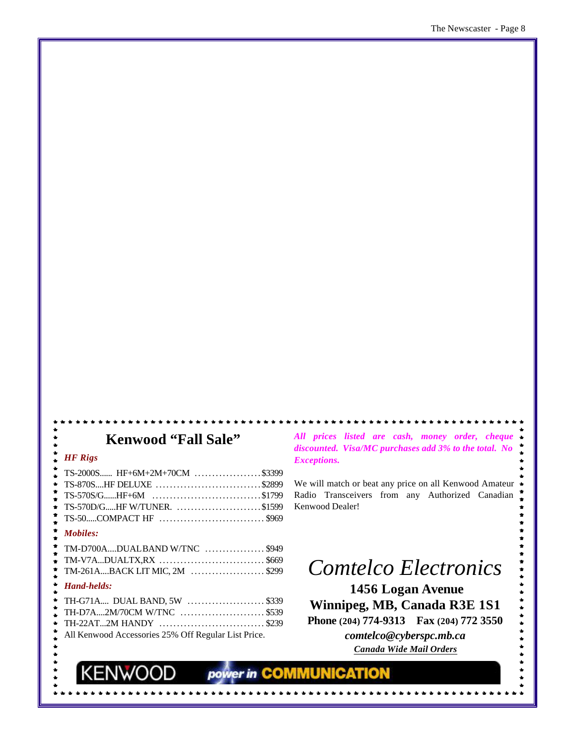## Kenwood "Fall Sale"

***HF Rigs***

TS-2000S...... HF+6M+2M+70CM .................. $3399
TS-870S....HF DELUXE ............................. $2899
TS-570S/G.......HF+6M .............................. $1799
TS-570D/G.....HF W/TUNER. ....................... $1599
TS-50.....COMPACT HF ............................. $969

***Mobiles:***

TM-D700A....DUAL BAND W/TNC ................. $949
TM-V7A...DUALTX,RX .............................. $669
TM-261A....BACK LIT MIC, 2M .................... $299

***Hand-helds:***

TH-G71A.... DUAL BAND, 5W ..................... $339
TH-D7A....2M/70CM W/TNC ........................ $539
TH-22AT...2M HANDY .............................. $239

All Kenwood Accessories 25% Off Regular List Price.

***All prices listed are cash, money order, cheque discounted. Visa/MC purchases add 3% to the total. No Exceptions.***

We will match or beat any price on all Kenwood Amateur Radio Transceivers from any Authorized Canadian Kenwood Dealer!

# *Comtelco Electronics*

**1456 Logan Avenue**
**Winnipeg, MB, Canada R3E 1S1**
**Phone (204) 774-9313 Fax (204) 772 3550**
***comtelco@cyberspc.mb.ca***
***Canada Wide Mail Orders***

KENWOOD power in COMMUNICATION